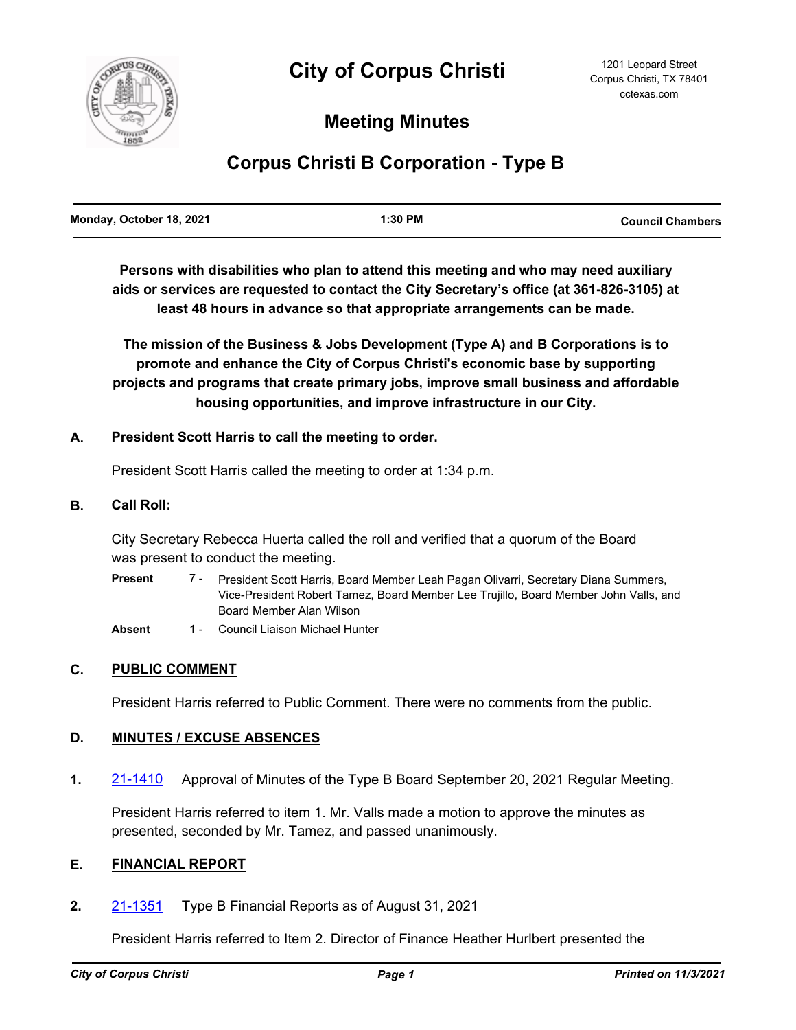# City of Corpus Christi

1201 Leopard Street
Corpus Christi, TX 78401
cctexas.com

## Meeting Minutes

## Corpus Christi B Corporation - Type B

| Monday, October 18, 2021 | 1:30 PM | Council Chambers |
|---|---|---|

**Persons with disabilities who plan to attend this meeting and who may need auxiliary aids or services are requested to contact the City Secretary's office (at 361-826-3105) at least 48 hours in advance so that appropriate arrangements can be made.**

**The mission of the Business & Jobs Development (Type A) and B Corporations is to promote and enhance the City of Corpus Christi's economic base by supporting projects and programs that create primary jobs, improve small business and affordable housing opportunities, and improve infrastructure in our City.**

### A. President Scott Harris to call the meeting to order.

President Scott Harris called the meeting to order at 1:34 p.m.

### B. Call Roll:

City Secretary Rebecca Huerta called the roll and verified that a quorum of the Board was present to conduct the meeting.

**Present** 7 - President Scott Harris, Board Member Leah Pagan Olivarri, Secretary Diana Summers, Vice-President Robert Tamez, Board Member Lee Trujillo, Board Member John Valls, and Board Member Alan Wilson

**Absent** 1 - Council Liaison Michael Hunter

### C. PUBLIC COMMENT

President Harris referred to Public Comment. There were no comments from the public.

### D. MINUTES / EXCUSE ABSENCES

**1.** 21-1410 Approval of Minutes of the Type B Board September 20, 2021 Regular Meeting.

President Harris referred to item 1. Mr. Valls made a motion to approve the minutes as presented, seconded by Mr. Tamez, and passed unanimously.

### E. FINANCIAL REPORT

**2.** 21-1351 Type B Financial Reports as of August 31, 2021

President Harris referred to Item 2. Director of Finance Heather Hurlbert presented the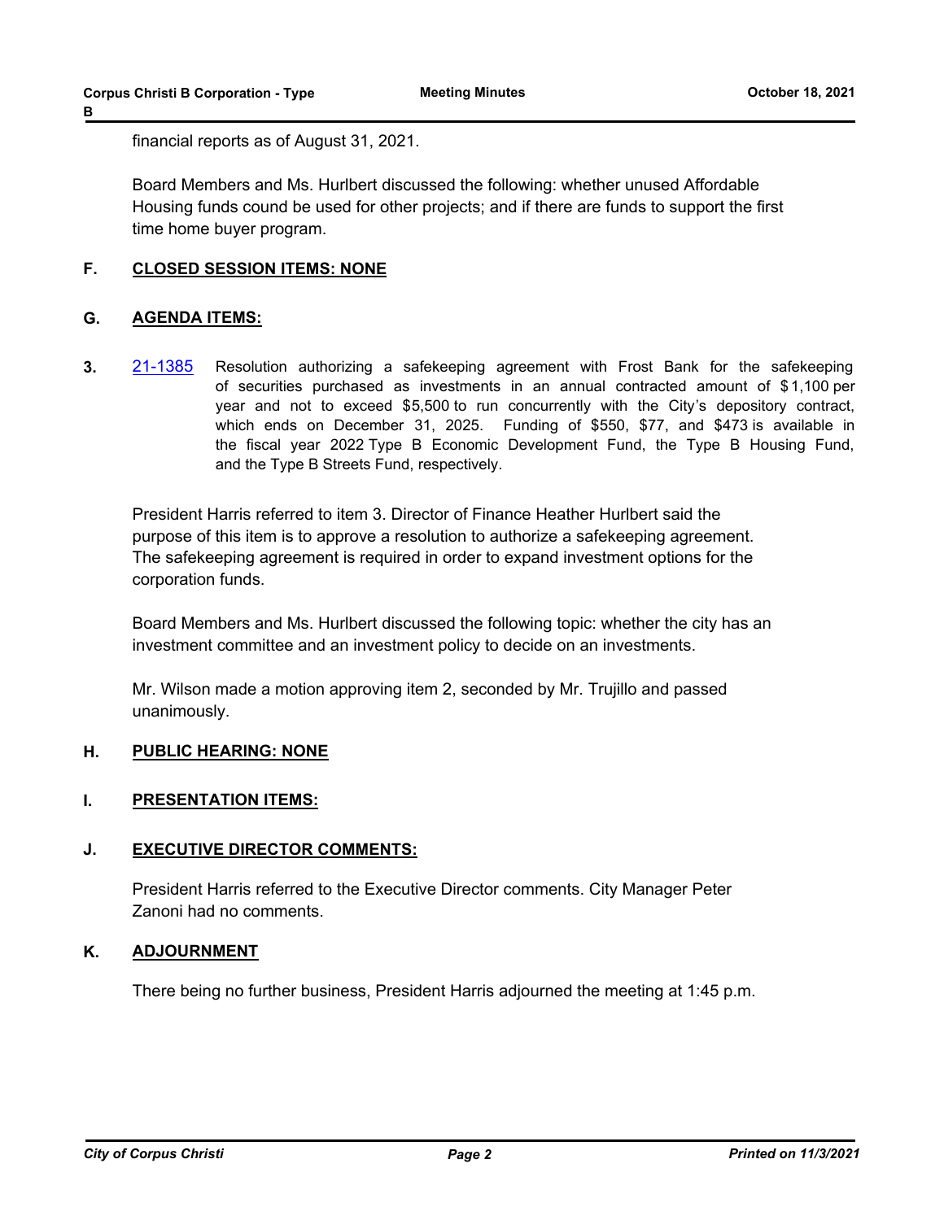financial reports as of August 31, 2021.

Board Members and Ms. Hurlbert discussed the following: whether unused Affordable Housing funds cound be used for other projects; and if there are funds to support the first time home buyer program.

## F. CLOSED SESSION ITEMS: NONE

## G. AGENDA ITEMS:

**3.** [21-1385](21-1385) Resolution authorizing a safekeeping agreement with Frost Bank for the safekeeping of securities purchased as investments in an annual contracted amount of $1,100 per year and not to exceed $5,500 to run concurrently with the City's depository contract, which ends on December 31, 2025. Funding of $550, $77, and $473 is available in the fiscal year 2022 Type B Economic Development Fund, the Type B Housing Fund, and the Type B Streets Fund, respectively.

President Harris referred to item 3. Director of Finance Heather Hurlbert said the purpose of this item is to approve a resolution to authorize a safekeeping agreement. The safekeeping agreement is required in order to expand investment options for the corporation funds.

Board Members and Ms. Hurlbert discussed the following topic: whether the city has an investment committee and an investment policy to decide on an investments.

Mr. Wilson made a motion approving item 2, seconded by Mr. Trujillo and passed unanimously.

## H. PUBLIC HEARING: NONE

## I. PRESENTATION ITEMS:

## J. EXECUTIVE DIRECTOR COMMENTS:

President Harris referred to the Executive Director comments. City Manager Peter Zanoni had no comments.

## K. ADJOURNMENT

There being no further business, President Harris adjourned the meeting at 1:45 p.m.